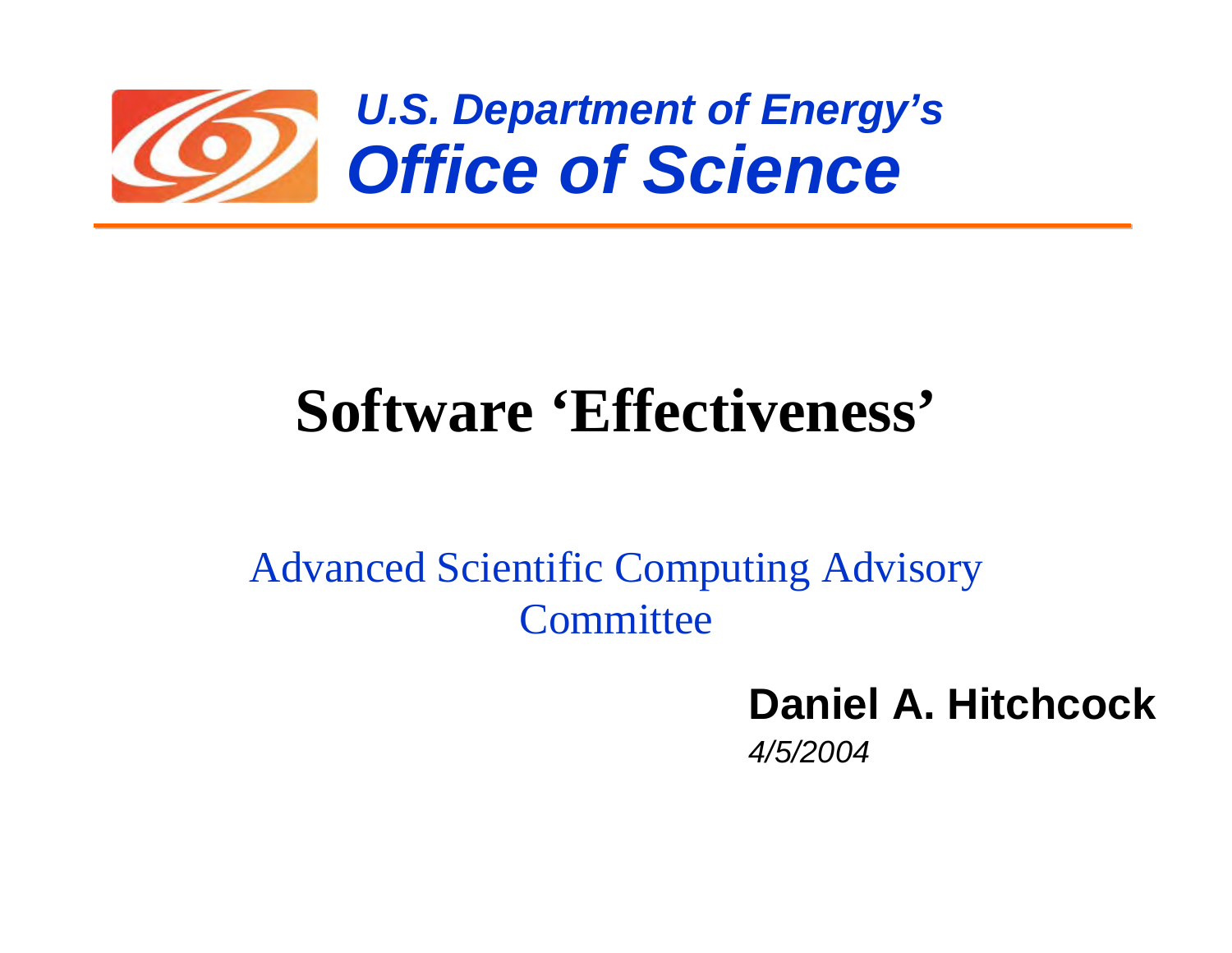*U.S. Department of Energy's*

***Office of Science***

# Software 'Effectiveness'

Advanced Scientific Computing Advisory Committee

**Daniel A. Hitchcock**

*4/5/2004*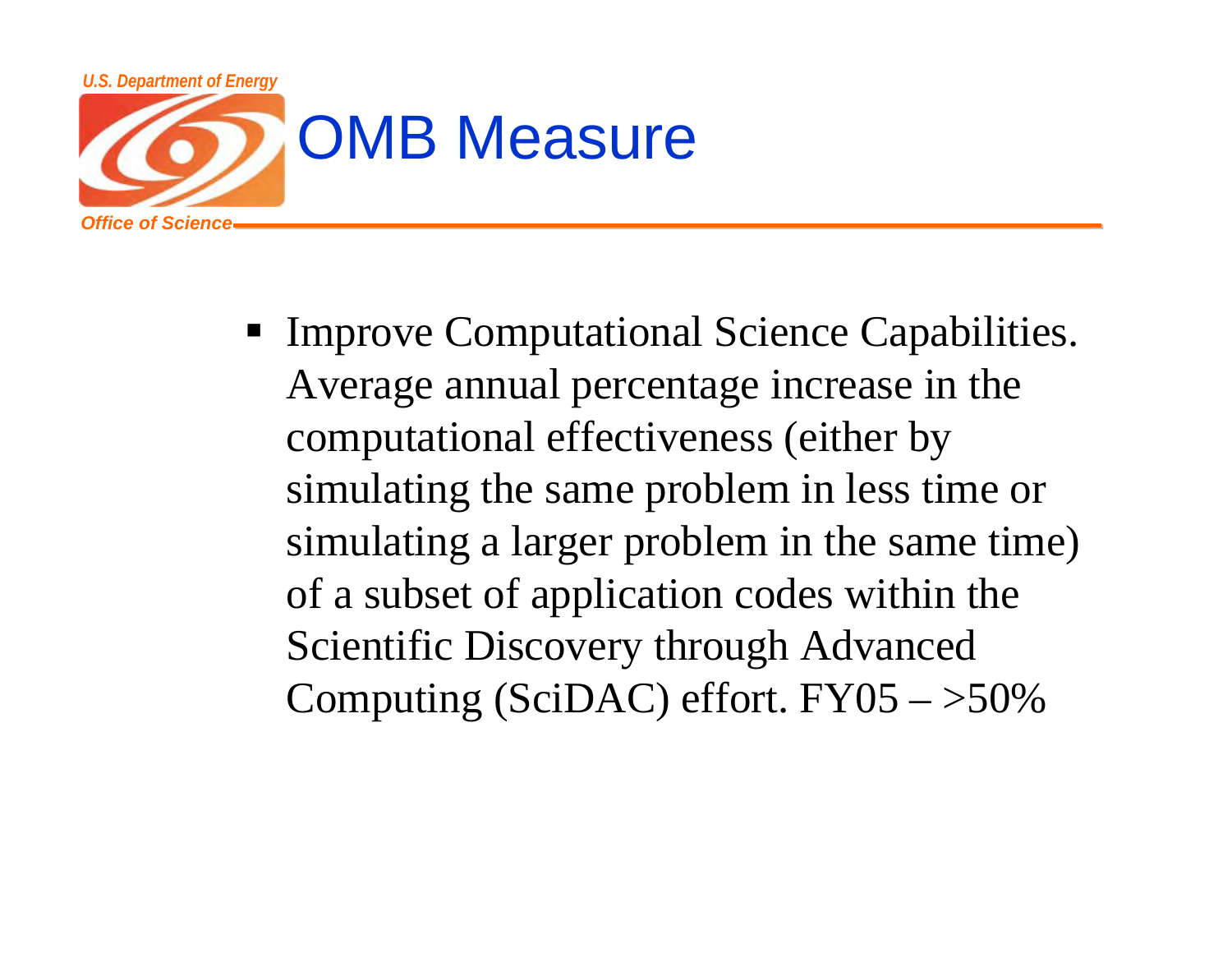# OMB Measure

- Improve Computational Science Capabilities. Average annual percentage increase in the computational effectiveness (either by simulating the same problem in less time or simulating a larger problem in the same time) of a subset of application codes within the Scientific Discovery through Advanced Computing (SciDAC) effort. FY05 – >50%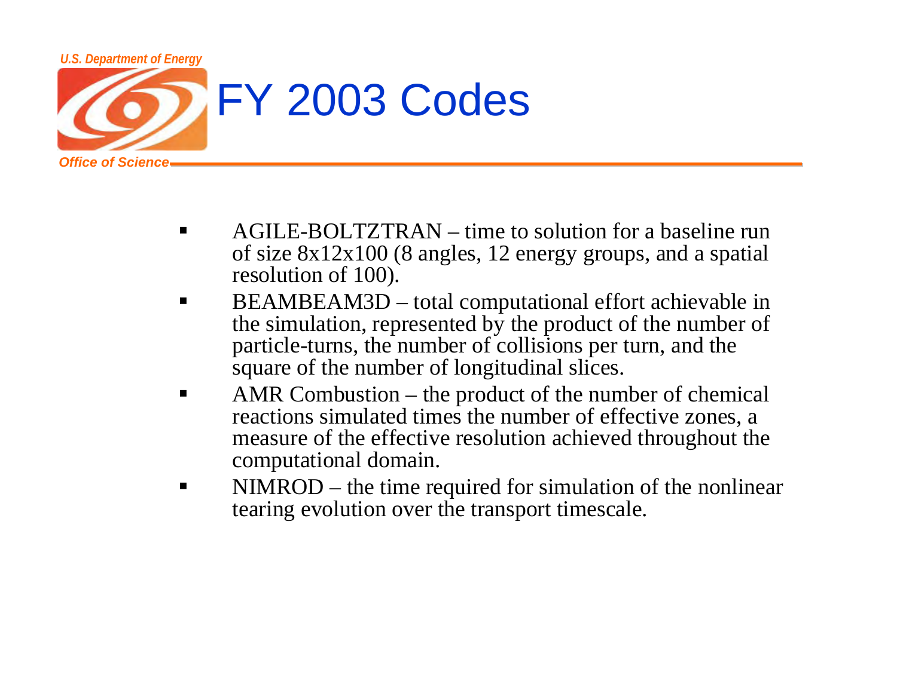# FY 2003 Codes

- AGILE-BOLTZTRAN – time to solution for a baseline run of size 8x12x100 (8 angles, 12 energy groups, and a spatial resolution of 100).
- BEAMBEAM3D – total computational effort achievable in the simulation, represented by the product of the number of particle-turns, the number of collisions per turn, and the square of the number of longitudinal slices.
- AMR Combustion – the product of the number of chemical reactions simulated times the number of effective zones, a measure of the effective resolution achieved throughout the computational domain.
- NIMROD – the time required for simulation of the nonlinear tearing evolution over the transport timescale.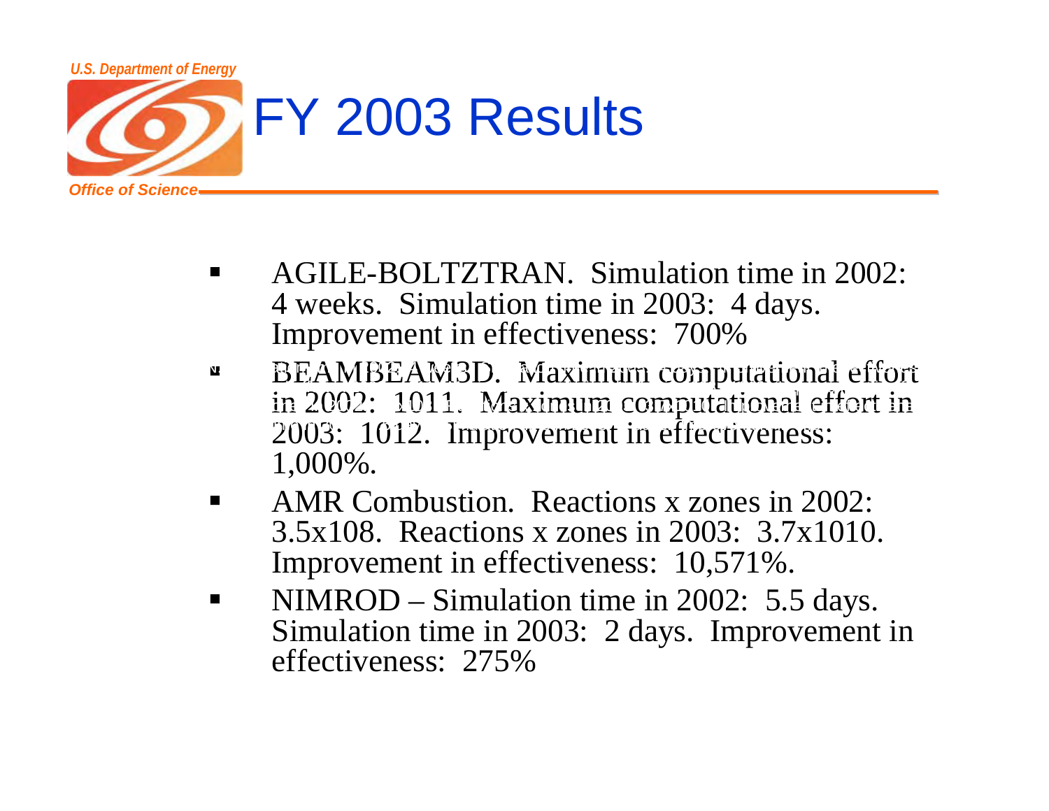# FY 2003 Results

- AGILE-BOLTZTRAN. Simulation time in 2002: 4 weeks. Simulation time in 2003: 4 days. Improvement in effectiveness: 700%
- BEAMBEAM3D. Maximum computational effort in 2002: 1011. Maximum computational effort in 2003: 1012. Improvement in effectiveness: 1,000%.
- AMR Combustion. Reactions x zones in 2002: 3.5x108. Reactions x zones in 2003: 3.7x1010. Improvement in effectiveness: 10,571%.
- NIMROD – Simulation time in 2002: 5.5 days. Simulation time in 2003: 2 days. Improvement in effectiveness: 275%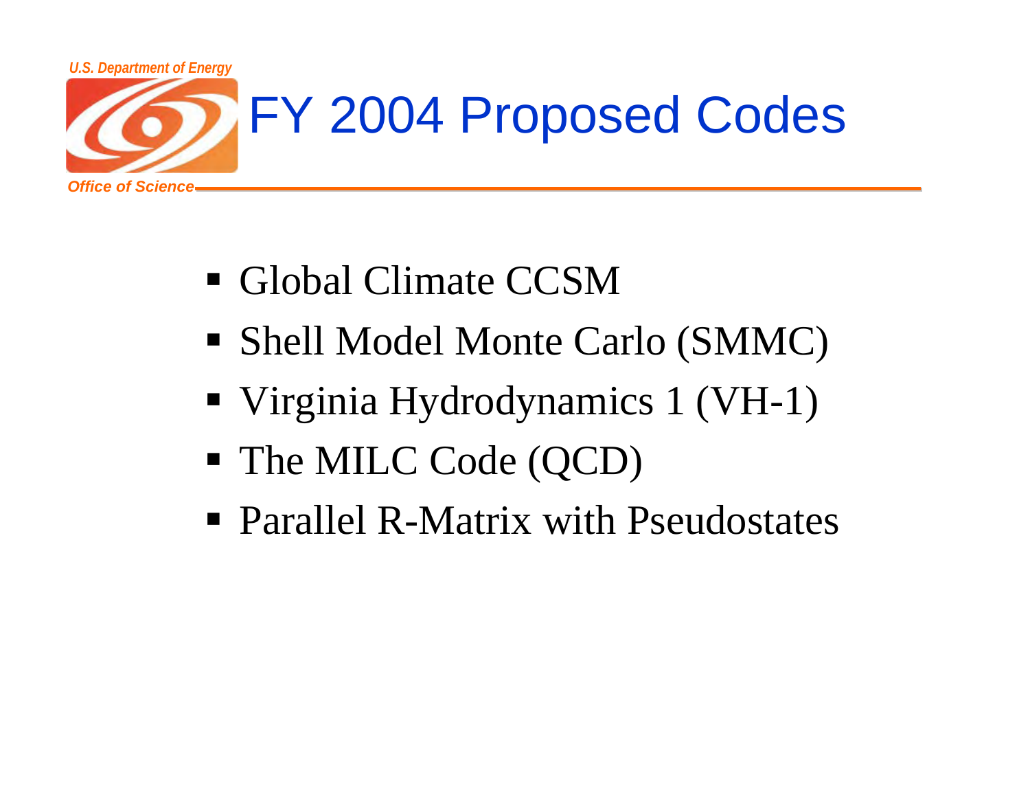# FY 2004 Proposed Codes

- Global Climate CCSM
- Shell Model Monte Carlo (SMMC)
- Virginia Hydrodynamics 1 (VH-1)
- The MILC Code (QCD)
- Parallel R-Matrix with Pseudostates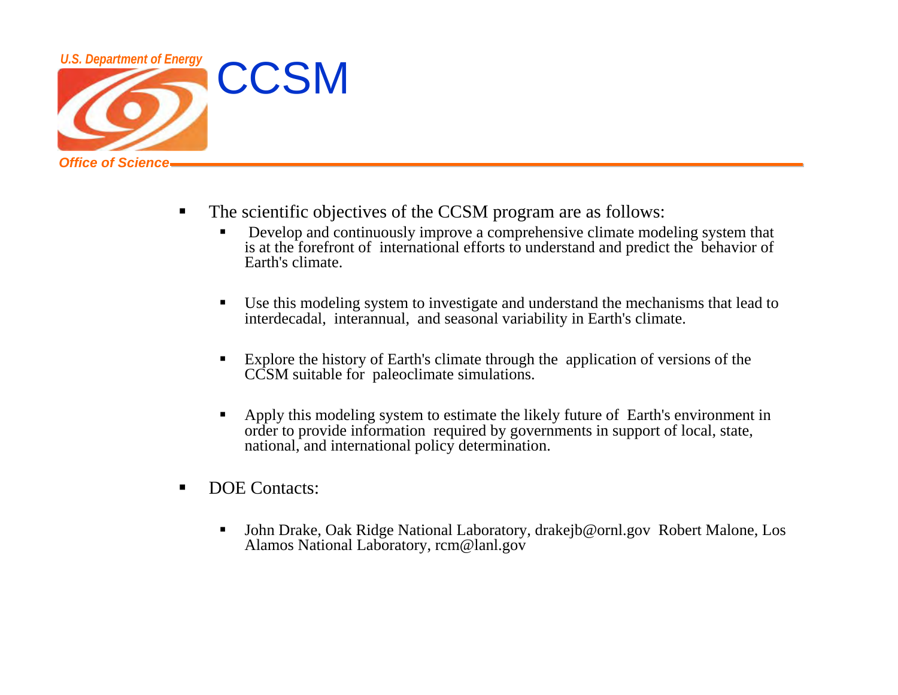# CCSM

- The scientific objectives of the CCSM program are as follows:
  - Develop and continuously improve a comprehensive climate modeling system that is at the forefront of international efforts to understand and predict the behavior of Earth's climate.
  - Use this modeling system to investigate and understand the mechanisms that lead to interdecadal, interannual, and seasonal variability in Earth's climate.
  - Explore the history of Earth's climate through the application of versions of the CCSM suitable for paleoclimate simulations.
  - Apply this modeling system to estimate the likely future of Earth's environment in order to provide information required by governments in support of local, state, national, and international policy determination.
- DOE Contacts:
  - John Drake, Oak Ridge National Laboratory, drakejb@ornl.gov Robert Malone, Los Alamos National Laboratory, rcm@lanl.gov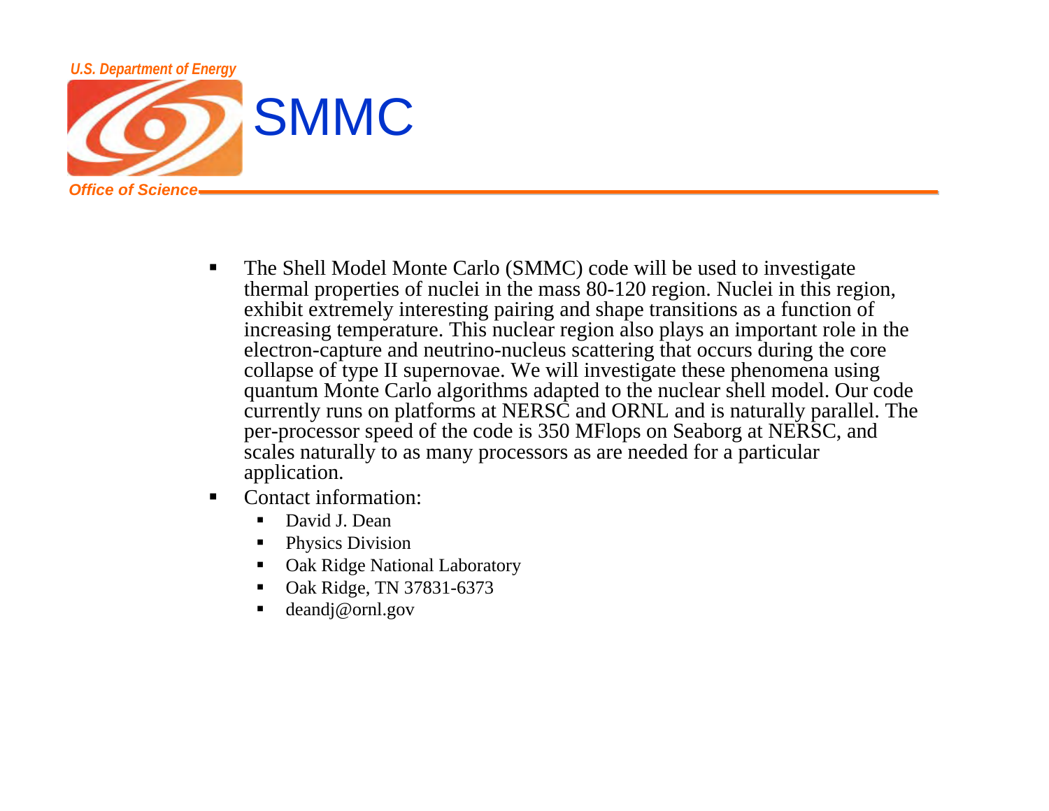# SMMC

- The Shell Model Monte Carlo (SMMC) code will be used to investigate thermal properties of nuclei in the mass 80-120 region. Nuclei in this region, exhibit extremely interesting pairing and shape transitions as a function of increasing temperature. This nuclear region also plays an important role in the electron-capture and neutrino-nucleus scattering that occurs during the core collapse of type II supernovae. We will investigate these phenomena using quantum Monte Carlo algorithms adapted to the nuclear shell model. Our code currently runs on platforms at NERSC and ORNL and is naturally parallel. The per-processor speed of the code is 350 MFlops on Seaborg at NERSC, and scales naturally to as many processors as are needed for a particular application.
- Contact information:
  - David J. Dean
  - Physics Division
  - Oak Ridge National Laboratory
  - Oak Ridge, TN 37831-6373
  - deandj@ornl.gov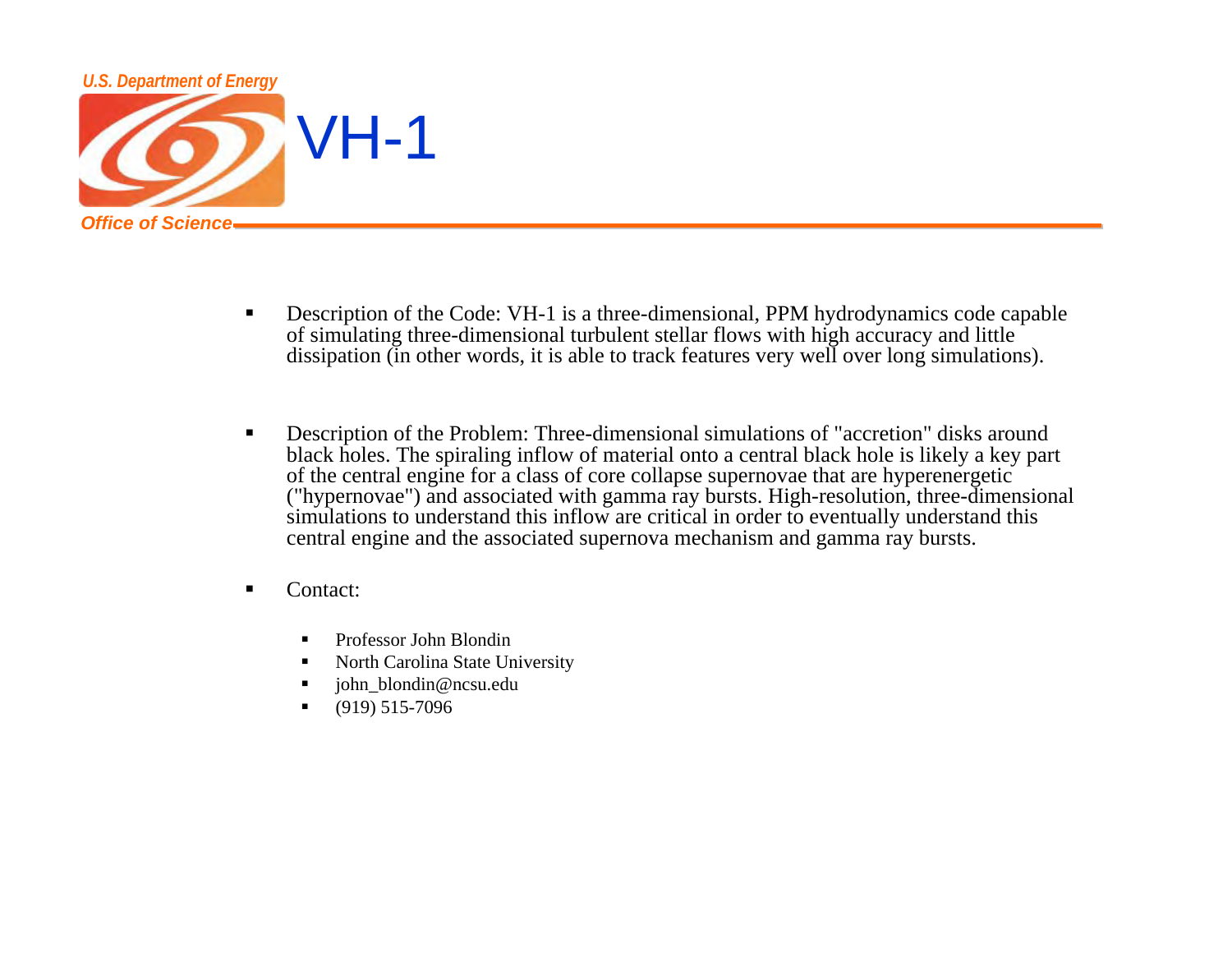U.S. Department of Energy

Office of Science

# VH-1

- Description of the Code: VH-1 is a three-dimensional, PPM hydrodynamics code capable of simulating three-dimensional turbulent stellar flows with high accuracy and little dissipation (in other words, it is able to track features very well over long simulations).

- Description of the Problem: Three-dimensional simulations of "accretion" disks around black holes. The spiraling inflow of material onto a central black hole is likely a key part of the central engine for a class of core collapse supernovae that are hyperenergetic ("hypernovae") and associated with gamma ray bursts. High-resolution, three-dimensional simulations to understand this inflow are critical in order to eventually understand this central engine and the associated supernova mechanism and gamma ray bursts.

- Contact:
  - Professor John Blondin
  - North Carolina State University
  - john_blondin@ncsu.edu
  - (919) 515-7096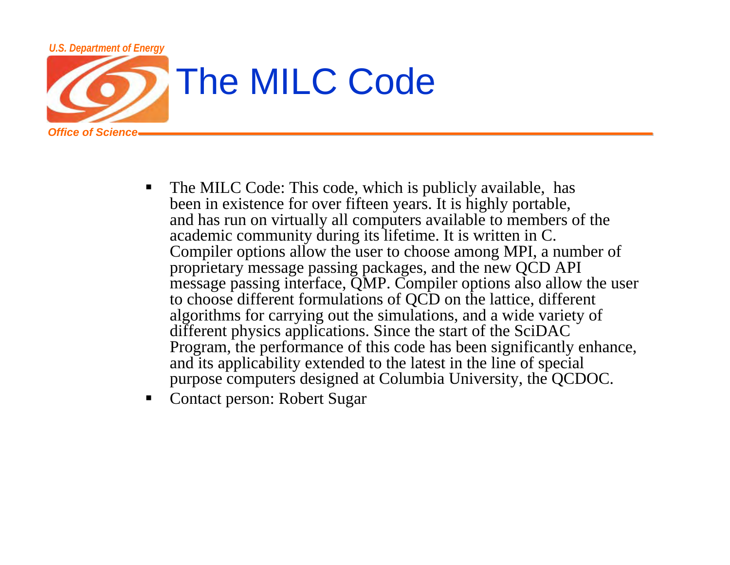# The MILC Code

- The MILC Code: This code, which is publicly available, has been in existence for over fifteen years. It is highly portable, and has run on virtually all computers available to members of the academic community during its lifetime. It is written in C. Compiler options allow the user to choose among MPI, a number of proprietary message passing packages, and the new QCD API message passing interface, QMP. Compiler options also allow the user to choose different formulations of QCD on the lattice, different algorithms for carrying out the simulations, and a wide variety of different physics applications. Since the start of the SciDAC Program, the performance of this code has been significantly enhance, and its applicability extended to the latest in the line of special purpose computers designed at Columbia University, the QCDOC.
- Contact person: Robert Sugar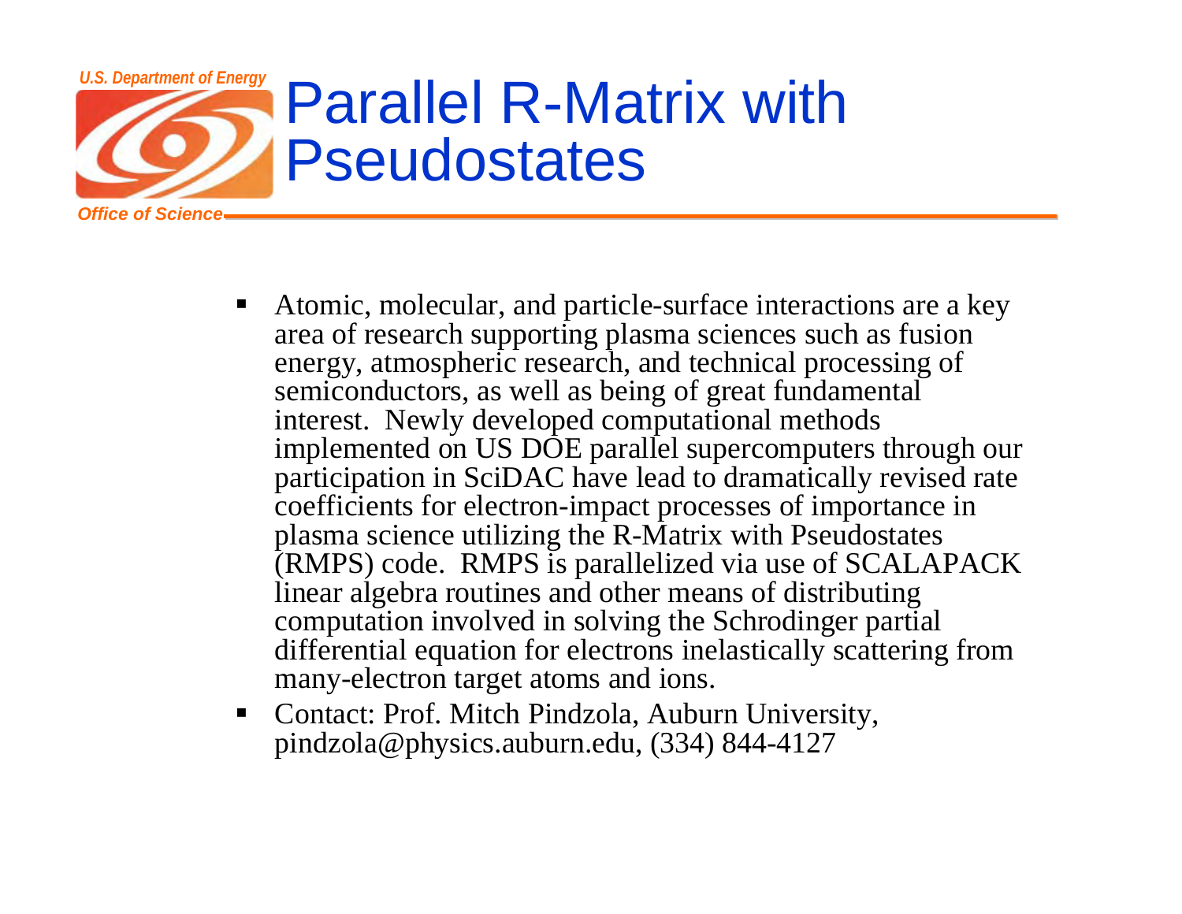# Parallel R-Matrix with Pseudostates

- Atomic, molecular, and particle-surface interactions are a key area of research supporting plasma sciences such as fusion energy, atmospheric research, and technical processing of semiconductors, as well as being of great fundamental interest. Newly developed computational methods implemented on US DOE parallel supercomputers through our participation in SciDAC have lead to dramatically revised rate coefficients for electron-impact processes of importance in plasma science utilizing the R-Matrix with Pseudostates (RMPS) code. RMPS is parallelized via use of SCALAPACK linear algebra routines and other means of distributing computation involved in solving the Schrodinger partial differential equation for electrons inelastically scattering from many-electron target atoms and ions.
- Contact: Prof. Mitch Pindzola, Auburn University, pindzola@physics.auburn.edu, (334) 844-4127